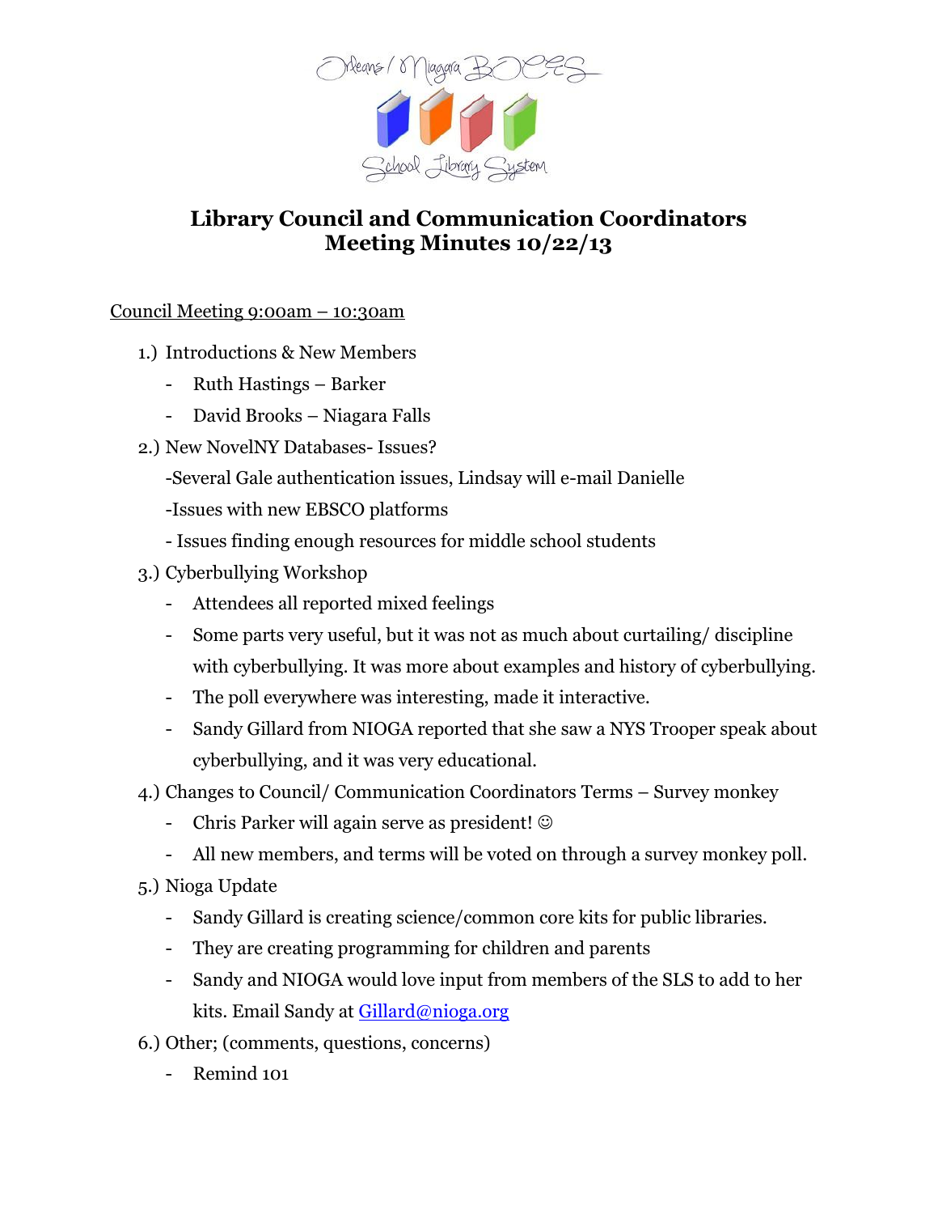Orleans / Niagara BOCES School Library System

# Library Council and Communication Coordinators Meeting Minutes 10/22/13

Council Meeting 9:00am – 10:30am

1.) Introductions & New Members
   - Ruth Hastings – Barker
   - David Brooks – Niagara Falls
2.) New NovelNY Databases- Issues?
   - Several Gale authentication issues, Lindsay will e-mail Danielle
   - Issues with new EBSCO platforms
   - Issues finding enough resources for middle school students
3.) Cyberbullying Workshop
   - Attendees all reported mixed feelings
   - Some parts very useful, but it was not as much about curtailing/ discipline with cyberbullying. It was more about examples and history of cyberbullying.
   - The poll everywhere was interesting, made it interactive.
   - Sandy Gillard from NIOGA reported that she saw a NYS Trooper speak about cyberbullying, and it was very educational.
4.) Changes to Council/ Communication Coordinators Terms – Survey monkey
   - Chris Parker will again serve as president! ☺
   - All new members, and terms will be voted on through a survey monkey poll.
5.) Nioga Update
   - Sandy Gillard is creating science/common core kits for public libraries.
   - They are creating programming for children and parents
   - Sandy and NIOGA would love input from members of the SLS to add to her kits. Email Sandy at Gillard@nioga.org
6.) Other; (comments, questions, concerns)
   - Remind 101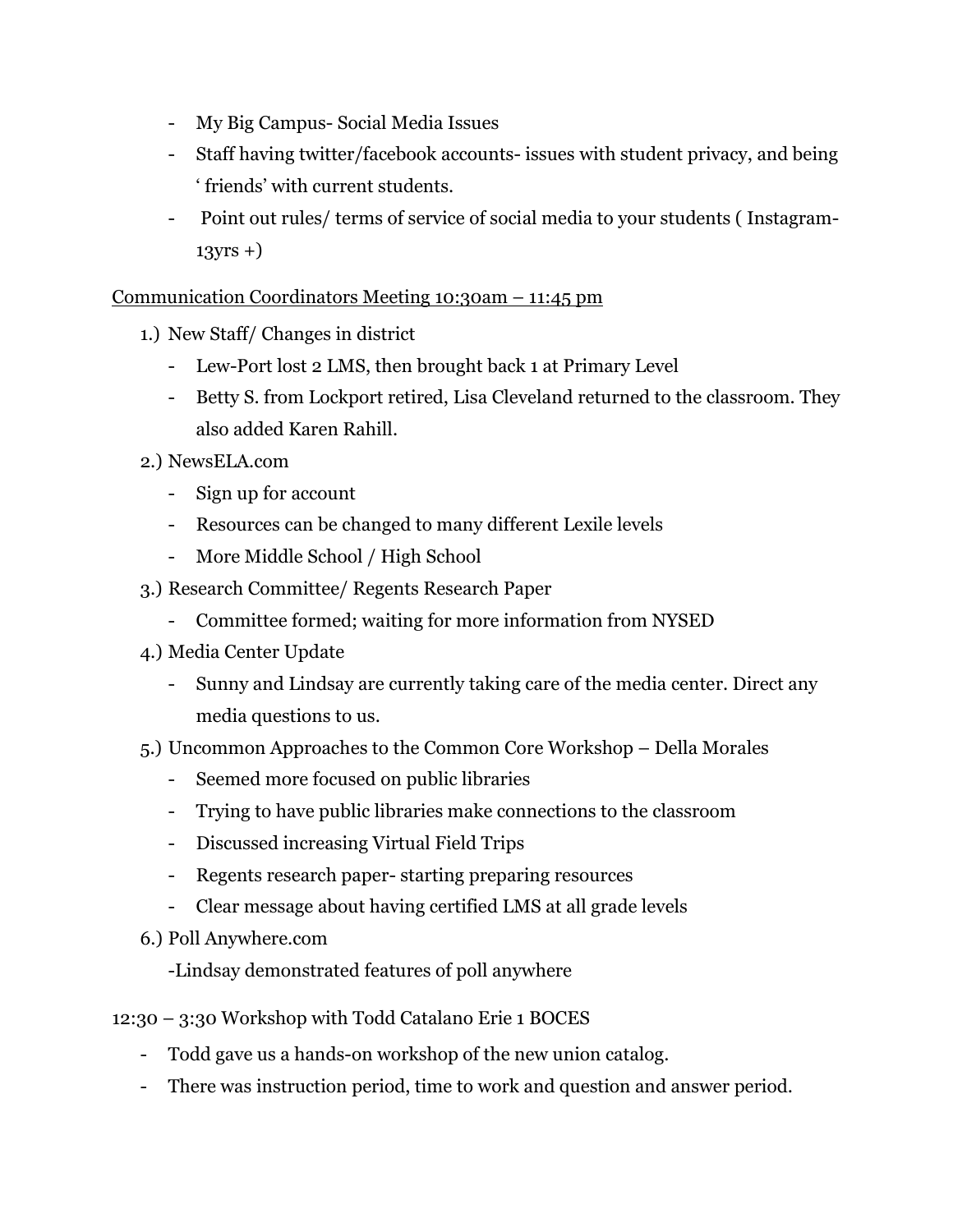- My Big Campus- Social Media Issues
- Staff having twitter/facebook accounts- issues with student privacy, and being ' friends' with current students.
- Point out rules/ terms of service of social media to your students ( Instagram- 13yrs +)

<u>Communication Coordinators Meeting 10:30am – 11:45 pm</u>

1.) New Staff/ Changes in district
   - Lew-Port lost 2 LMS, then brought back 1 at Primary Level
   - Betty S. from Lockport retired, Lisa Cleveland returned to the classroom. They also added Karen Rahill.
2.) NewsELA.com
   - Sign up for account
   - Resources can be changed to many different Lexile levels
   - More Middle School / High School
3.) Research Committee/ Regents Research Paper
   - Committee formed; waiting for more information from NYSED
4.) Media Center Update
   - Sunny and Lindsay are currently taking care of the media center. Direct any media questions to us.
5.) Uncommon Approaches to the Common Core Workshop – Della Morales
   - Seemed more focused on public libraries
   - Trying to have public libraries make connections to the classroom
   - Discussed increasing Virtual Field Trips
   - Regents research paper- starting preparing resources
   - Clear message about having certified LMS at all grade levels
6.) Poll Anywhere.com

   -Lindsay demonstrated features of poll anywhere

12:30 – 3:30 Workshop with Todd Catalano Erie 1 BOCES

- Todd gave us a hands-on workshop of the new union catalog.
- There was instruction period, time to work and question and answer period.